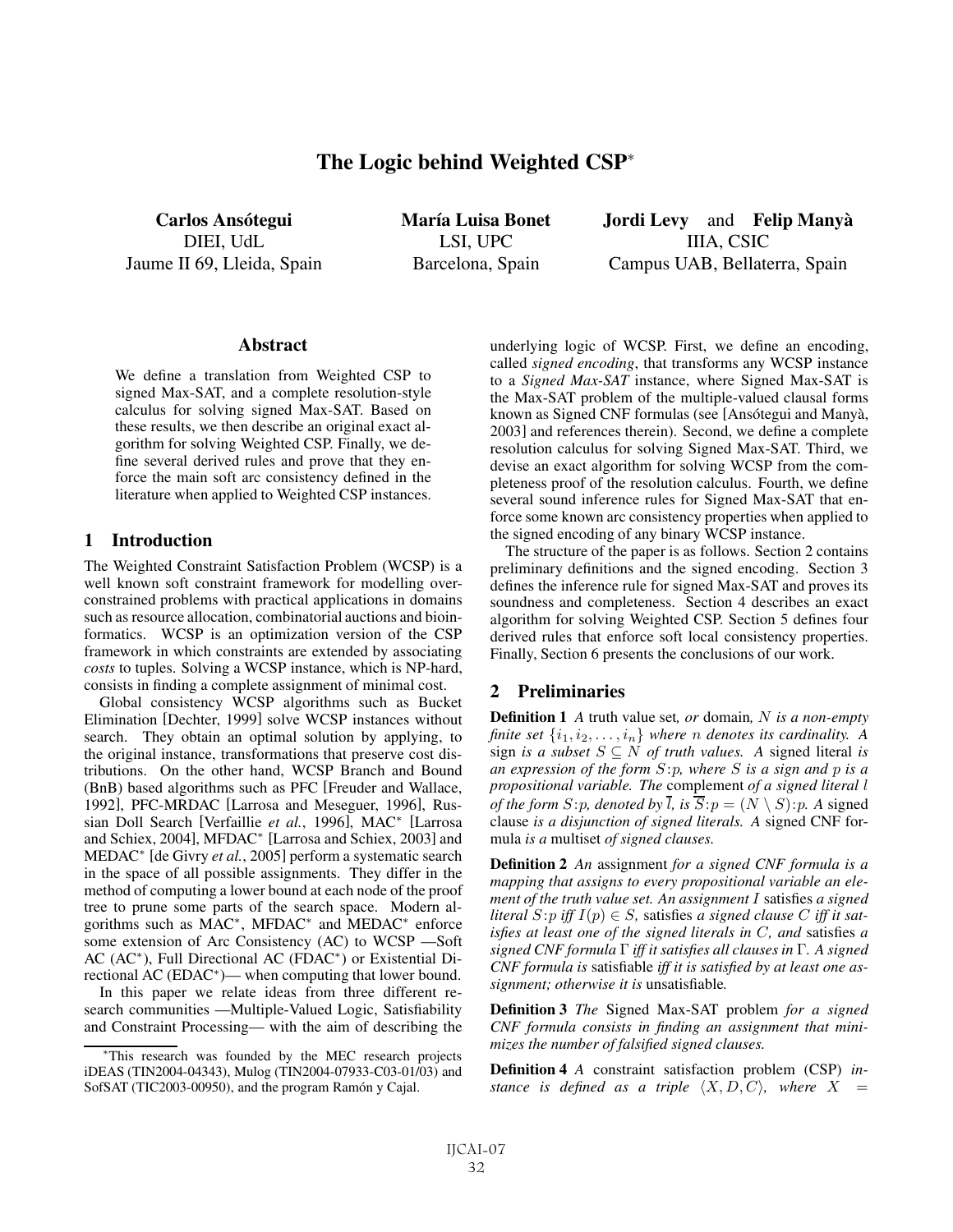# The Logic behind Weighted CSP[*]

**Carlos Ansótegui**
DIEI, UdL
Jaume II 69, Lleida, Spain

**María Luisa Bonet**
LSI, UPC
Barcelona, Spain

**Jordi Levy** and **Felip Manyà**
IIIA, CSIC
Campus UAB, Bellaterra, Spain

## Abstract

We define a translation from Weighted CSP to signed Max-SAT, and a complete resolution-style calculus for solving signed Max-SAT. Based on these results, we then describe an original exact algorithm for solving Weighted CSP. Finally, we define several derived rules and prove that they enforce the main soft arc consistency defined in the literature when applied to Weighted CSP instances.

## 1 Introduction

The Weighted Constraint Satisfaction Problem (WCSP) is a well known soft constraint framework for modelling over-constrained problems with practical applications in domains such as resource allocation, combinatorial auctions and bioinformatics. WCSP is an optimization version of the CSP framework in which constraints are extended by associating *costs* to tuples. Solving a WCSP instance, which is NP-hard, consists in finding a complete assignment of minimal cost.

Global consistency WCSP algorithms such as Bucket Elimination [Dechter, 1999] solve WCSP instances without search. They obtain an optimal solution by applying, to the original instance, transformations that preserve cost distributions. On the other hand, WCSP Branch and Bound (BnB) based algorithms such as PFC [Freuder and Wallace, 1992], PFC-MRDAC [Larrosa and Meseguer, 1996], Russian Doll Search [Verfaillie *et al.*, 1996], MAC* [Larrosa and Schiex, 2004], MFDAC* [Larrosa and Schiex, 2003] and MEDAC* [de Givry *et al.*, 2005] perform a systematic search in the space of all possible assignments. They differ in the method of computing a lower bound at each node of the proof tree to prune some parts of the search space. Modern algorithms such as MAC*, MFDAC* and MEDAC* enforce some extension of Arc Consistency (AC) to WCSP —Soft AC (AC*), Full Directional AC (FDAC*) or Existential Directional AC (EDAC*)— when computing that lower bound.

In this paper we relate ideas from three different research communities —Multiple-Valued Logic, Satisfiability and Constraint Processing— with the aim of describing the underlying logic of WCSP. First, we define an encoding, called *signed encoding*, that transforms any WCSP instance to a *Signed Max-SAT* instance, where Signed Max-SAT is the Max-SAT problem of the multiple-valued clausal forms known as Signed CNF formulas (see [Ansótegui and Manyà, 2003] and references therein). Second, we define a complete resolution calculus for solving Signed Max-SAT. Third, we devise an exact algorithm for solving WCSP from the completeness proof of the resolution calculus. Fourth, we define several sound inference rules for Signed Max-SAT that enforce some known arc consistency properties when applied to the signed encoding of any binary WCSP instance.

The structure of the paper is as follows. Section 2 contains preliminary definitions and the signed encoding. Section 3 defines the inference rule for signed Max-SAT and proves its soundness and completeness. Section 4 describes an exact algorithm for solving Weighted CSP. Section 5 defines four derived rules that enforce soft local consistency properties. Finally, Section 6 presents the conclusions of our work.

## 2 Preliminaries

**Definition 1** *A* truth value set*, or* domain*, $N$ is a non-empty finite set $\{i_1, i_2, \ldots, i_n\}$ where $n$ denotes its cardinality. A* sign *is a subset $S \subseteq N$ of truth values. A* signed literal *is an expression of the form $S\!:\!p$, where $S$ is a sign and $p$ is a propositional variable. The* complement *of a signed literal $l$ of the form $S\!:\!p$, denoted by $\overline{l}$, is $\overline{S}\!:\!p = (N \setminus S)\!:\!p$. A* signed clause *is a disjunction of signed literals. A* signed CNF formula *is a* multiset *of signed clauses.*

**Definition 2** *An* assignment *for a signed CNF formula is a mapping that assigns to every propositional variable an element of the truth value set. An assignment $I$* satisfies *a signed literal $S\!:\!p$ iff $I(p) \in S$,* satisfies *a signed clause $C$ iff it satisfies at least one of the signed literals in $C$, and* satisfies *a signed CNF formula $\Gamma$ iff it satisfies all clauses in $\Gamma$. A signed CNF formula is* satisfiable *if it is satisfied by at least one assignment; otherwise it is* unsatisfiable*.*

**Definition 3** *The* Signed Max-SAT problem *for a signed CNF formula consists in finding an assignment that minimizes the number of falsified signed clauses.*

**Definition 4** *A* constraint satisfaction problem (CSP) *instance is defined as a triple $\langle X, D, C\rangle$, where $X$ =*

---

[*] This research was founded by the MEC research projects iDEAS (TIN2004-04343), Mulog (TIN2004-07933-C03-01/03) and SofSAT (TIC2003-00950), and the program Ramón y Cajal.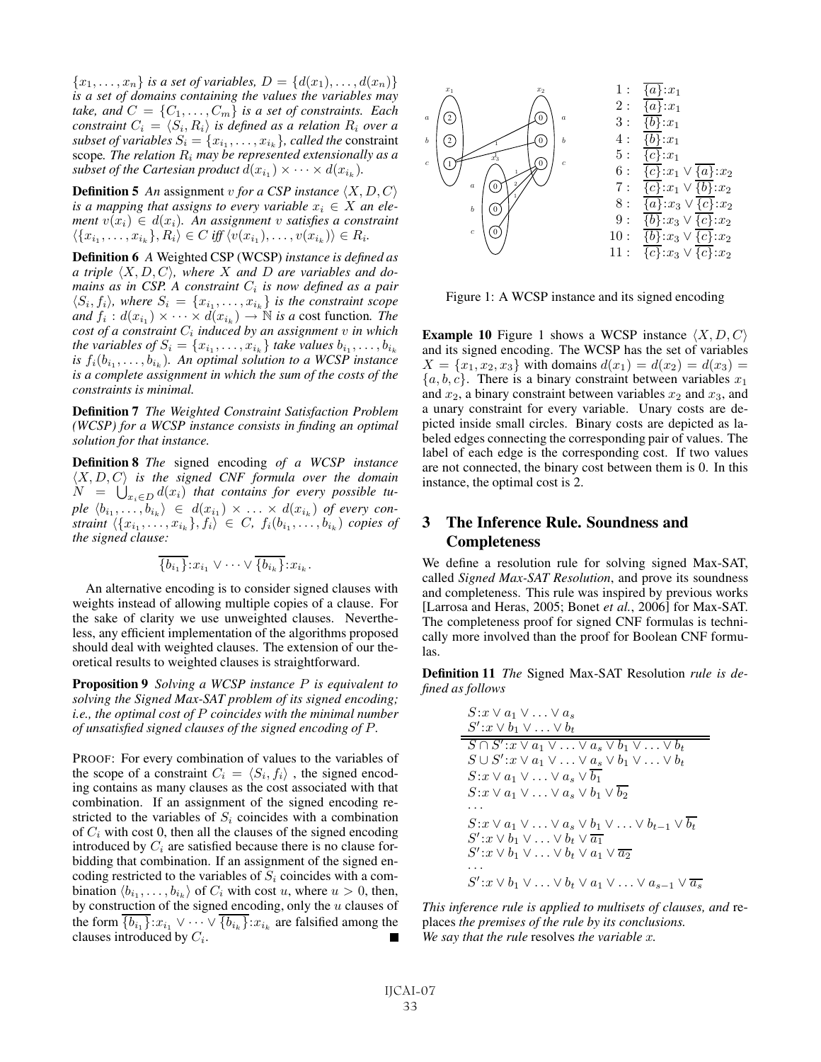$\{x_1, \ldots, x_n\}$ *is a set of variables,* $D = \{d(x_1), \ldots, d(x_n)\}$ *is a set of domains containing the values the variables may take, and* $C = \{C_1, \ldots, C_m\}$ *is a set of constraints. Each constraint* $C_i = \langle S_i, R_i \rangle$ *is defined as a relation* $R_i$ *over a subset of variables* $S_i = \{x_{i_1}, \ldots, x_{i_k}\}$*, called the* constraint scope*. The relation* $R_i$ *may be represented extensionally as a subset of the Cartesian product* $d(x_{i_1}) \times \cdots \times d(x_{i_k})$*.*

**Definition 5** *An* assignment $v$ *for a CSP instance* $\langle X, D, C \rangle$ *is a mapping that assigns to every variable* $x_i \in X$ *an element* $v(x_i) \in d(x_i)$*. An assignment* $v$ *satisfies a constraint* $\langle \{x_{i_1}, \ldots, x_{i_k}\}, R_i \rangle \in C$ *iff* $\langle v(x_{i_1}), \ldots, v(x_{i_k}) \rangle \in R_i$*.*

**Definition 6** *A* Weighted CSP (WCSP) *instance is defined as a triple* $\langle X, D, C \rangle$*, where* $X$ *and* $D$ *are variables and domains as in CSP. A constraint* $C_i$ *is now defined as a pair* $\langle S_i, f_i \rangle$*, where* $S_i = \{x_{i_1}, \ldots, x_{i_k}\}$ *is the constraint scope and* $f_i : d(x_{i_1}) \times \cdots \times d(x_{i_k}) \to \mathbb{N}$ *is a* cost function*. The cost of a constraint* $C_i$ *induced by an assignment* $v$ *in which the variables of* $S_i = \{x_{i_1}, \ldots, x_{i_k}\}$ *take values* $b_{i_1}, \ldots, b_{i_k}$ *is* $f_i(b_{i_1}, \ldots, b_{i_k})$*. An optimal solution to a WCSP instance is a complete assignment in which the sum of the costs of the constraints is minimal.*

**Definition 7** *The Weighted Constraint Satisfaction Problem (WCSP) for a WCSP instance consists in finding an optimal solution for that instance.*

**Definition 8** *The* signed encoding *of a WCSP instance* $\langle X, D, C \rangle$ *is the signed CNF formula over the domain* $N = \bigcup_{x_i \in D} d(x_i)$ *that contains for every possible tuple* $\langle b_{i_1}, \ldots, b_{i_k} \rangle \in d(x_{i_1}) \times \ldots \times d(x_{i_k})$ *of every constraint* $\langle \{x_{i_1}, \ldots, x_{i_k}\}, f_i \rangle \in C$*,* $f_i(b_{i_1}, \ldots, b_{i_k})$ *copies of the signed clause:*

$$\overline{\{b_{i_1}\}}{:}x_{i_1} \vee \cdots \vee \overline{\{b_{i_k}\}}{:}x_{i_k}.$$

An alternative encoding is to consider signed clauses with weights instead of allowing multiple copies of a clause. For the sake of clarity we use unweighted clauses. Nevertheless, any efficient implementation of the algorithms proposed should deal with weighted clauses. The extension of our theoretical results to weighted clauses is straightforward.

**Proposition 9** *Solving a WCSP instance* $P$ *is equivalent to solving the Signed Max-SAT problem of its signed encoding; i.e., the optimal cost of* $P$ *coincides with the minimal number of unsatisfied signed clauses of the signed encoding of* $P$*.*

PROOF: For every combination of values to the variables of the scope of a constraint $C_i = \langle S_i, f_i \rangle$ , the signed encoding contains as many clauses as the cost associated with that combination. If an assignment of the signed encoding restricted to the variables of $S_i$ coincides with a combination of $C_i$ with cost 0, then all the clauses of the signed encoding introduced by $C_i$ are satisfied because there is no clause forbidding that combination. If an assignment of the signed encoding restricted to the variables of $S_i$ coincides with a combination $\langle b_{i_1}, \ldots, b_{i_k} \rangle$ of $C_i$ with cost $u$, where $u > 0$, then, by construction of the signed encoding, only the $u$ clauses of the form $\overline{\{b_{i_1}\}}{:}x_{i_1} \vee \cdots \vee \overline{\{b_{i_k}\}}{:}x_{i_k}$ are falsified among the clauses introduced by $C_i$. ∎

$$
\begin{array}{rl}
1: & \overline{\{a\}}{:}x_1 \\
2: & \overline{\{a\}}{:}x_1 \\
3: & \overline{\{b\}}{:}x_1 \\
4: & \overline{\{b\}}{:}x_1 \\
5: & \overline{\{c\}}{:}x_1 \\
6: & \overline{\{c\}}{:}x_1 \vee \overline{\{a\}}{:}x_2 \\
7: & \overline{\{c\}}{:}x_1 \vee \overline{\{b\}}{:}x_2 \\
8: & \overline{\{a\}}{:}x_3 \vee \overline{\{c\}}{:}x_2 \\
9: & \overline{\{b\}}{:}x_3 \vee \overline{\{c\}}{:}x_2 \\
10: & \overline{\{b\}}{:}x_3 \vee \overline{\{c\}}{:}x_2 \\
11: & \overline{\{c\}}{:}x_3 \vee \overline{\{c\}}{:}x_2
\end{array}
$$

Figure 1: A WCSP instance and its signed encoding

**Example 10** Figure 1 shows a WCSP instance $\langle X, D, C \rangle$ and its signed encoding. The WCSP has the set of variables $X = \{x_1, x_2, x_3\}$ with domains $d(x_1) = d(x_2) = d(x_3) = \{a, b, c\}$. There is a binary constraint between variables $x_1$ and $x_2$, a binary constraint between variables $x_2$ and $x_3$, and a unary constraint for every variable. Unary costs are depicted inside small circles. Binary costs are depicted as labeled edges connecting the corresponding pair of values. The label of each edge is the corresponding cost. If two values are not connected, the binary cost between them is 0. In this instance, the optimal cost is 2.

## 3 The Inference Rule. Soundness and Completeness

We define a resolution rule for solving signed Max-SAT, called *Signed Max-SAT Resolution*, and prove its soundness and completeness. This rule was inspired by previous works [Larrosa and Heras, 2005; Bonet *et al.*, 2006] for Max-SAT. The completeness proof for signed CNF formulas is technically more involved than the proof for Boolean CNF formulas.

**Definition 11** *The* Signed Max-SAT Resolution *rule is defined as follows*

$$
\begin{array}{l}
S{:}x \vee a_1 \vee \ldots \vee a_s \\
S'{:}x \vee b_1 \vee \ldots \vee b_t \\
\hline\hline
S \cap S'{:}x \vee a_1 \vee \ldots \vee a_s \vee b_1 \vee \ldots \vee b_t \\
S \cup S'{:}x \vee a_1 \vee \ldots \vee a_s \vee b_1 \vee \ldots \vee b_t \\
S{:}x \vee a_1 \vee \ldots \vee a_s \vee \overline{b_1} \\
S{:}x \vee a_1 \vee \ldots \vee a_s \vee b_1 \vee \overline{b_2} \\
\cdots \\
S{:}x \vee a_1 \vee \ldots \vee a_s \vee b_1 \vee \ldots \vee b_{t-1} \vee \overline{b_t} \\
S'{:}x \vee b_1 \vee \ldots \vee b_t \vee \overline{a_1} \\
S'{:}x \vee b_1 \vee \ldots \vee b_t \vee a_1 \vee \overline{a_2} \\
\cdots \\
S'{:}x \vee b_1 \vee \ldots \vee b_t \vee a_1 \vee \ldots \vee a_{s-1} \vee \overline{a_s}
\end{array}
$$

*This inference rule is applied to multisets of clauses, and* replaces *the premises of the rule by its conclusions.*
*We say that the rule* resolves *the variable* $x$*.*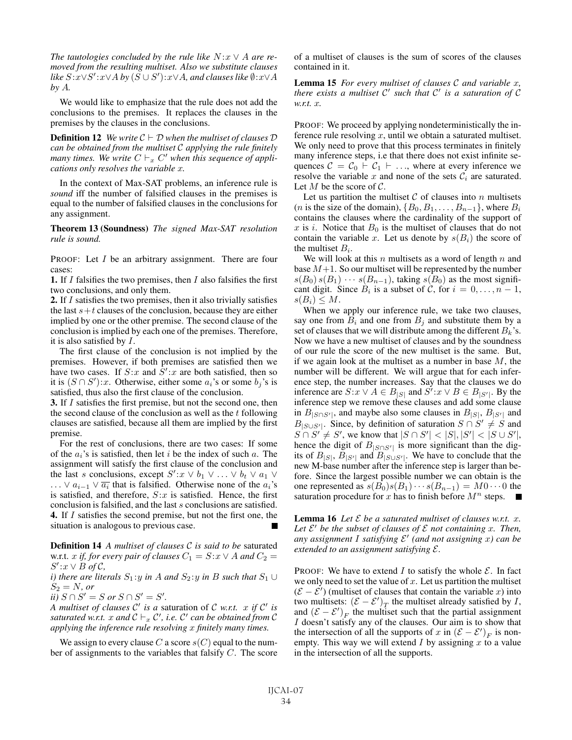*The tautologies concluded by the rule like $N{:}x \vee A$ are removed from the resulting multiset. Also we substitute clauses like $S{:}x \vee S'{:}x \vee A$ by $(S \cup S'){:}x \vee A$, and clauses like $\emptyset{:}x \vee A$ by $A$.*

We would like to emphasize that the rule does not add the conclusions to the premises. It replaces the clauses in the premises by the clauses in the conclusions.

**Definition 12** *We write $\mathcal{C} \vdash \mathcal{D}$ when the multiset of clauses $\mathcal{D}$ can be obtained from the multiset $\mathcal{C}$ applying the rule finitely many times. We write $C \vdash_x C'$ when this sequence of applications only resolves the variable $x$.*

In the context of Max-SAT problems, an inference rule is *sound* iff the number of falsified clauses in the premises is equal to the number of falsified clauses in the conclusions for any assignment.

**Theorem 13 (Soundness)** *The signed Max-SAT resolution rule is sound.*

PROOF: Let $I$ be an arbitrary assignment. There are four cases:

**1.** If $I$ falsifies the two premises, then $I$ also falsifies the first two conclusions, and only them.

**2.** If $I$ satisfies the two premises, then it also trivially satisfies the last $s+t$ clauses of the conclusion, because they are either implied by one or the other premise. The second clause of the conclusion is implied by each one of the premises. Therefore, it is also satisfied by $I$.

The first clause of the conclusion is not implied by the premises. However, if both premises are satisfied then we have two cases. If $S{:}x$ and $S'{:}x$ are both satisfied, then so it is $(S \cap S'){:}x$. Otherwise, either some $a_i$'s or some $b_j$'s is satisfied, thus also the first clause of the conclusion.

**3.** If $I$ satisfies the first premise, but not the second one, then the second clause of the conclusion as well as the $t$ following clauses are satisfied, because all them are implied by the first premise.

For the rest of conclusions, there are two cases: If some of the $a_i$'s is satisfied, then let $i$ be the index of such $a$. The assignment will satisfy the first clause of the conclusion and the last $s$ conclusions, except $S'{:}x \vee b_1 \vee \ldots \vee b_t \vee a_1 \vee \ldots \vee a_{i-1} \vee \overline{a_i}$ that is falsified. Otherwise none of the $a_i$'s is satisfied, and therefore, $S{:}x$ is satisfied. Hence, the first conclusion is falsified, and the last $s$ conclusions are satisfied.

**4.** If $I$ satisfies the second premise, but not the first one, the situation is analogous to previous case. ■

**Definition 14** *A multiset of clauses $\mathcal{C}$ is said to be* saturated w.r.t. *$x$ if, for every pair of clauses $C_1 = S{:}x \vee A$ and $C_2 = S'{:}x \vee B$ of $\mathcal{C}$,*

*i) there are literals $S_1{:}y$ in $A$ and $S_2{:}y$ in $B$ such that $S_1 \cup S_2 = N$, or*

*ii) $S \cap S' = S$ or $S \cap S' = S'$.*

*A multiset of clauses $\mathcal{C}'$ is a* saturation *of $\mathcal{C}$ w.r.t. $x$ if $\mathcal{C}'$ is saturated w.r.t. $x$ and $\mathcal{C} \vdash_x \mathcal{C}'$, i.e. $\mathcal{C}'$ can be obtained from $\mathcal{C}$ applying the inference rule resolving $x$ finitely many times.*

We assign to every clause $C$ a score $s(C)$ equal to the number of assignments to the variables that falsify $C$. The score of a multiset of clauses is the sum of scores of the clauses contained in it.

**Lemma 15** *For every multiset of clauses $\mathcal{C}$ and variable $x$, there exists a multiset $\mathcal{C}'$ such that $\mathcal{C}'$ is a saturation of $\mathcal{C}$ w.r.t. $x$.*

PROOF: We proceed by applying nondeterministically the inference rule resolving $x$, until we obtain a saturated multiset. We only need to prove that this process terminates in finitely many inference steps, i.e that there does not exist infinite sequences $\mathcal{C} = \mathcal{C}_0 \vdash \mathcal{C}_1 \vdash \ldots$, where at every inference we resolve the variable $x$ and none of the sets $\mathcal{C}_i$ are saturated. Let $M$ be the score of $\mathcal{C}$.

Let us partition the multiset $\mathcal{C}$ of clauses into $n$ multisets ($n$ is the size of the domain), $\{B_0, B_1, \ldots, B_{n-1}\}$, where $B_i$ contains the clauses where the cardinality of the support of $x$ is $i$. Notice that $B_0$ is the multiset of clauses that do not contain the variable $x$. Let us denote by $s(B_i)$ the score of the multiset $B_i$.

We will look at this $n$ multisets as a word of length $n$ and base $M+1$. So our multiset will be represented by the number $s(B_0)\, s(B_1) \cdots s(B_{n-1})$, taking $s(B_0)$ as the most significant digit. Since $B_i$ is a subset of $\mathcal{C}$, for $i = 0, \ldots, n-1$, $s(B_i) \le M$.

When we apply our inference rule, we take two clauses, say one from $B_i$ and one from $B_j$ and substitute them by a set of clauses that we will distribute among the different $B_k$'s. Now we have a new multiset of clauses and by the soundness of our rule the score of the new multiset is the same. But, if we again look at the multiset as a number in base $M$, the number will be different. We will argue that for each inference step, the number increases. Say that the clauses we do inference are $S{:}x \vee A \in B_{|S|}$ and $S'{:}x \vee B \in B_{|S'|}$. By the inference step we remove these clauses and add some clause in $B_{|S \cap S'|}$, and maybe also some clauses in $B_{|S|}$, $B_{|S'|}$ and $B_{|S \cup S'|}$. Since, by definition of saturation $S \cap S' \neq S$ and $S \cap S' \neq S'$, we know that $|S \cap S'| < |S|, |S'| < |S \cup S'|$, hence the digit of $B_{|S \cap S'|}$ is more significant than the digits of $B_{|S|}$, $B_{|S'|}$ and $B_{|S \cup S'|}$. We have to conclude that the new M-base number after the inference step is larger than before. Since the largest possible number we can obtain is the one represented as $s(B_0)s(B_1) \cdots s(B_{n-1}) = M0 \cdots 0$ the saturation procedure for $x$ has to finish before $M^n$ steps. ■

**Lemma 16** *Let $\mathcal{E}$ be a saturated multiset of clauses w.r.t. $x$. Let $\mathcal{E}'$ be the subset of clauses of $\mathcal{E}$ not containing $x$. Then, any assignment $I$ satisfying $\mathcal{E}'$ (and not assigning $x$) can be extended to an assignment satisfying $\mathcal{E}$.*

PROOF: We have to extend $I$ to satisfy the whole $\mathcal{E}$. In fact we only need to set the value of $x$. Let us partition the multiset $(\mathcal{E} - \mathcal{E}')$ (multiset of clauses that contain the variable $x$) into two multisets: $(\mathcal{E} - \mathcal{E}')_T$ the multiset already satisfied by $I$, and $(\mathcal{E} - \mathcal{E}')_F$ the multiset such that the partial assignment $I$ doesn't satisfy any of the clauses. Our aim is to show that the intersection of all the supports of $x$ in $(\mathcal{E} - \mathcal{E}')_F$ is nonempty. This way we will extend $I$ by assigning $x$ to a value in the intersection of all the supports.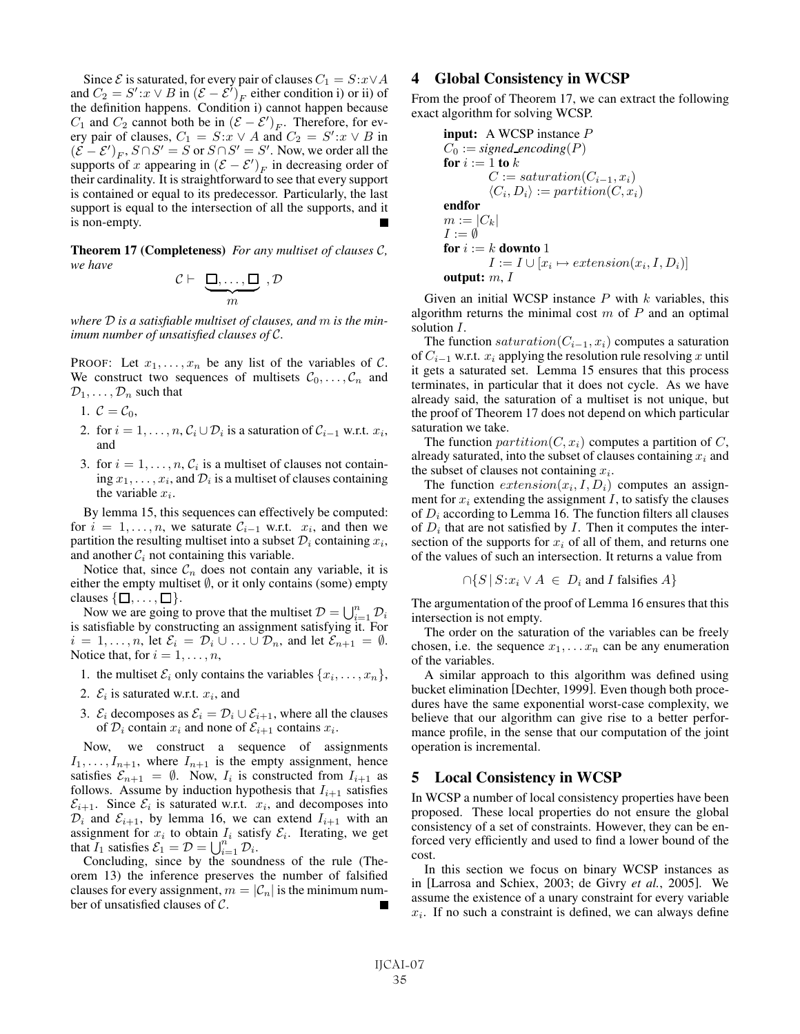Since $\mathcal{E}$ is saturated, for every pair of clauses $C_1 = S{:}x \vee A$ and $C_2 = S'{:}x \vee B$ in $(\mathcal{E} - \mathcal{E}')_F$ either condition i) or ii) of the definition happens. Condition i) cannot happen because $C_1$ and $C_2$ cannot both be in $(\mathcal{E} - \mathcal{E}')_F$. Therefore, for every pair of clauses, $C_1 = S{:}x \vee A$ and $C_2 = S'{:}x \vee B$ in $(\mathcal{E} - \mathcal{E}')_F$, $S \cap S' = S$ or $S \cap S' = S'$. Now, we order all the supports of $x$ appearing in $(\mathcal{E} - \mathcal{E}')_F$ in decreasing order of their cardinality. It is straightforward to see that every support is contained or equal to its predecessor. Particularly, the last support is equal to the intersection of all the supports, and it is non-empty. ∎

**Theorem 17 (Completeness)** *For any multiset of clauses $\mathcal{C}$, we have*

$$\mathcal{C} \vdash \underbrace{\Box, \ldots, \Box}_{m}, \mathcal{D}$$

*where $\mathcal{D}$ is a satisfiable multiset of clauses, and $m$ is the minimum number of unsatisfied clauses of $\mathcal{C}$.*

PROOF: Let $x_1, \ldots, x_n$ be any list of the variables of $\mathcal{C}$. We construct two sequences of multisets $\mathcal{C}_0, \ldots, \mathcal{C}_n$ and $\mathcal{D}_1, \ldots, \mathcal{D}_n$ such that

1. $\mathcal{C} = \mathcal{C}_0$,
2. for $i = 1, \ldots, n$, $\mathcal{C}_i \cup \mathcal{D}_i$ is a saturation of $\mathcal{C}_{i-1}$ w.r.t. $x_i$, and
3. for $i = 1, \ldots, n$, $\mathcal{C}_i$ is a multiset of clauses not containing $x_1, \ldots, x_i$, and $\mathcal{D}_i$ is a multiset of clauses containing the variable $x_i$.

By lemma 15, this sequences can effectively be computed: for $i = 1, \ldots, n$, we saturate $\mathcal{C}_{i-1}$ w.r.t. $x_i$, and then we partition the resulting multiset into a subset $\mathcal{D}_i$ containing $x_i$, and another $\mathcal{C}_i$ not containing this variable.

Notice that, since $\mathcal{C}_n$ does not contain any variable, it is either the empty multiset $\emptyset$, or it only contains (some) empty clauses $\{\Box, \ldots, \Box\}$.

Now we are going to prove that the multiset $\mathcal{D} = \bigcup_{i=1}^{n} \mathcal{D}_i$ is satisfiable by constructing an assignment satisfying it. For $i = 1, \ldots, n$, let $\mathcal{E}_i = \mathcal{D}_i \cup \ldots \cup \mathcal{D}_n$, and let $\mathcal{E}_{n+1} = \emptyset$. Notice that, for $i = 1, \ldots, n$,

1. the multiset $\mathcal{E}_i$ only contains the variables $\{x_i, \ldots, x_n\}$,
2. $\mathcal{E}_i$ is saturated w.r.t. $x_i$, and
3. $\mathcal{E}_i$ decomposes as $\mathcal{E}_i = \mathcal{D}_i \cup \mathcal{E}_{i+1}$, where all the clauses of $\mathcal{D}_i$ contain $x_i$ and none of $\mathcal{E}_{i+1}$ contains $x_i$.

Now, we construct a sequence of assignments $I_1, \ldots, I_{n+1}$, where $I_{n+1}$ is the empty assignment, hence satisfies $\mathcal{E}_{n+1} = \emptyset$. Now, $I_i$ is constructed from $I_{i+1}$ as follows. Assume by induction hypothesis that $I_{i+1}$ satisfies $\mathcal{E}_{i+1}$. Since $\mathcal{E}_i$ is saturated w.r.t. $x_i$, and decomposes into $\mathcal{D}_i$ and $\mathcal{E}_{i+1}$, by lemma 16, we can extend $I_{i+1}$ with an assignment for $x_i$ to obtain $I_i$ satisfy $\mathcal{E}_i$. Iterating, we get that $I_1$ satisfies $\mathcal{E}_1 = \mathcal{D} = \bigcup_{i=1}^{n} \mathcal{D}_i$.

Concluding, since by the soundness of the rule (Theorem 13) the inference preserves the number of falsified clauses for every assignment, $m = |\mathcal{C}_n|$ is the minimum number of unsatisfied clauses of $\mathcal{C}$. ∎

## 4 Global Consistency in WCSP

From the proof of Theorem 17, we can extract the following exact algorithm for solving WCSP.

```
input: A WCSP instance P
C_0 := signed_encoding(P)
for i := 1 to k
        C := saturation(C_{i-1}, x_i)
        ⟨C_i, D_i⟩ := partition(C, x_i)
endfor
m := |C_k|
I := ∅
for i := k downto 1
        I := I ∪ [x_i ↦ extension(x_i, I, D_i)]
output: m, I
```

Given an initial WCSP instance $P$ with $k$ variables, this algorithm returns the minimal cost $m$ of $P$ and an optimal solution $I$.

The function $saturation(C_{i-1}, x_i)$ computes a saturation of $C_{i-1}$ w.r.t. $x_i$ applying the resolution rule resolving $x$ until it gets a saturated set. Lemma 15 ensures that this process terminates, in particular that it does not cycle. As we have already said, the saturation of a multiset is not unique, but the proof of Theorem 17 does not depend on which particular saturation we take.

The function $partition(C, x_i)$ computes a partition of $C$, already saturated, into the subset of clauses containing $x_i$ and the subset of clauses not containing $x_i$.

The function $extension(x_i, I, D_i)$ computes an assignment for $x_i$ extending the assignment $I$, to satisfy the clauses of $D_i$ according to Lemma 16. The function filters all clauses of $D_i$ that are not satisfied by $I$. Then it computes the intersection of the supports for $x_i$ of all of them, and returns one of the values of such an intersection. It returns a value from

$$\cap\{S \mid S{:}x_i \vee A \ \in \ D_i \text{ and } I \text{ falsifies } A\}$$

The argumentation of the proof of Lemma 16 ensures that this intersection is not empty.

The order on the saturation of the variables can be freely chosen, i.e. the sequence $x_1, \ldots x_n$ can be any enumeration of the variables.

A similar approach to this algorithm was defined using bucket elimination [Dechter, 1999]. Even though both procedures have the same exponential worst-case complexity, we believe that our algorithm can give rise to a better performance profile, in the sense that our computation of the joint operation is incremental.

## 5 Local Consistency in WCSP

In WCSP a number of local consistency properties have been proposed. These local properties do not ensure the global consistency of a set of constraints. However, they can be enforced very efficiently and used to find a lower bound of the cost.

In this section we focus on binary WCSP instances as in [Larrosa and Schiex, 2003; de Givry *et al.*, 2005]. We assume the existence of a unary constraint for every variable $x_i$. If no such a constraint is defined, we can always define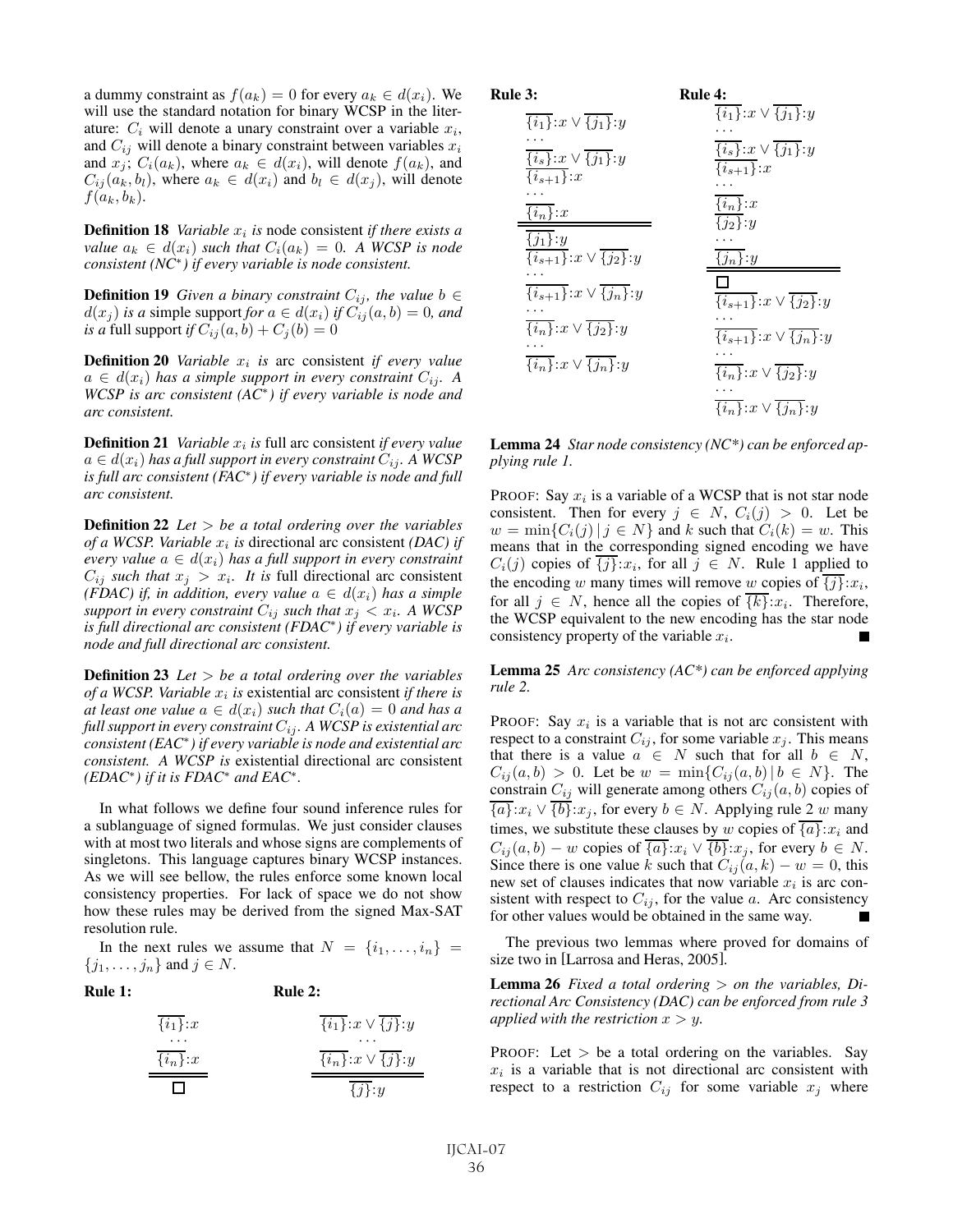a dummy constraint as $f(a_k) = 0$ for every $a_k \in d(x_i)$. We will use the standard notation for binary WCSP in the literature: $C_i$ will denote a unary constraint over a variable $x_i$, and $C_{ij}$ will denote a binary constraint between variables $x_i$ and $x_j$; $C_i(a_k)$, where $a_k \in d(x_i)$, will denote $f(a_k)$, and $C_{ij}(a_k, b_l)$, where $a_k \in d(x_i)$ and $b_l \in d(x_j)$, will denote $f(a_k, b_k)$.

**Definition 18** *Variable $x_i$ is* node consistent *if there exists a value $a_k \in d(x_i)$ such that $C_i(a_k) = 0$. A WCSP is node consistent (NC\*) if every variable is node consistent.*

**Definition 19** *Given a binary constraint $C_{ij}$, the value $b \in d(x_j)$ is a* simple support *for $a \in d(x_i)$ if $C_{ij}(a, b) = 0$, and is a* full support *if $C_{ij}(a, b) + C_j(b) = 0$*

**Definition 20** *Variable $x_i$ is* arc consistent *if every value $a \in d(x_i)$ has a simple support in every constraint $C_{ij}$. A WCSP is arc consistent (AC\*) if every variable is node and arc consistent.*

**Definition 21** *Variable $x_i$ is* full arc consistent *if every value $a \in d(x_i)$ has a full support in every constraint $C_{ij}$. A WCSP is full arc consistent (FAC\*) if every variable is node and full arc consistent.*

**Definition 22** *Let $>$ be a total ordering over the variables of a WCSP. Variable $x_i$ is* directional arc consistent *(DAC) if every value $a \in d(x_i)$ has a full support in every constraint $C_{ij}$ such that $x_j > x_i$. It is* full directional arc consistent *(FDAC) if, in addition, every value $a \in d(x_i)$ has a simple support in every constraint $C_{ij}$ such that $x_j < x_i$. A WCSP is full directional arc consistent (FDAC\*) if every variable is node and full directional arc consistent.*

**Definition 23** *Let $>$ be a total ordering over the variables of a WCSP. Variable $x_i$ is* existential arc consistent *if there is at least one value $a \in d(x_i)$ such that $C_i(a) = 0$ and has a full support in every constraint $C_{ij}$. A WCSP is existential arc consistent (EAC\*) if every variable is node and existential arc consistent. A WCSP is* existential directional arc consistent *(EDAC\*) if it is FDAC\* and EAC\*.*

In what follows we define four sound inference rules for a sublanguage of signed formulas. We just consider clauses with at most two literals and whose signs are complements of singletons. This language captures binary WCSP instances. As we will see bellow, the rules enforce some known local consistency properties. For lack of space we do not show how these rules may be derived from the signed Max-SAT resolution rule.

In the next rules we assume that $N = \{i_1, \dots, i_n\} = \{j_1, \dots, j_n\}$ and $j \in N$.

**Rule 1:**

$$\frac{\overline{\{i_1\}}{:}x \quad \dots \quad \overline{\{i_n\}}{:}x}{\Box}$$

**Rule 2:**

$$\frac{\overline{\{i_1\}}{:}x \vee \overline{\{j\}}{:}y \quad \dots \quad \overline{\{i_n\}}{:}x \vee \overline{\{j\}}{:}y}{\overline{\{j\}}{:}y}$$

**Rule 3:**

$$\frac{\overline{\{i_1\}}{:}x \vee \overline{\{j_1\}}{:}y \quad \dots \quad \overline{\{i_s\}}{:}x \vee \overline{\{j_1\}}{:}y \quad \overline{\{i_{s+1}\}}{:}x \quad \dots \quad \overline{\{i_n\}}{:}x}{\overline{\{j_1\}}{:}y \quad \overline{\{i_{s+1}\}}{:}x \vee \overline{\{j_2\}}{:}y \quad \dots \quad \overline{\{i_{s+1}\}}{:}x \vee \overline{\{j_n\}}{:}y \quad \dots \quad \overline{\{i_n\}}{:}x \vee \overline{\{j_2\}}{:}y \quad \dots \quad \overline{\{i_n\}}{:}x \vee \overline{\{j_n\}}{:}y}$$

**Rule 4:**

$$\frac{\overline{\{i_1\}}{:}x \vee \overline{\{j_1\}}{:}y \quad \dots \quad \overline{\{i_s\}}{:}x \vee \overline{\{j_1\}}{:}y \quad \overline{\{i_{s+1}\}}{:}x \quad \dots \quad \overline{\{i_n\}}{:}x \quad \overline{\{j_2\}}{:}y \quad \dots \quad \overline{\{j_n\}}{:}y}{\Box \quad \overline{\{i_{s+1}\}}{:}x \vee \overline{\{j_2\}}{:}y \quad \dots \quad \overline{\{i_{s+1}\}}{:}x \vee \overline{\{j_n\}}{:}y \quad \dots \quad \overline{\{i_n\}}{:}x \vee \overline{\{j_2\}}{:}y \quad \dots \quad \overline{\{i_n\}}{:}x \vee \overline{\{j_n\}}{:}y}$$

**Lemma 24** *Star node consistency (NC\*) can be enforced applying rule 1.*

PROOF: Say $x_i$ is a variable of a WCSP that is not star node consistent. Then for every $j \in N$, $C_i(j) > 0$. Let be $w = \min\{C_i(j) \,|\, j \in N\}$ and $k$ such that $C_i(k) = w$. This means that in the corresponding signed encoding we have $C_i(j)$ copies of $\overline{\{j\}}{:}x_i$, for all $j \in N$. Rule 1 applied to the encoding $w$ many times will remove $w$ copies of $\overline{\{j\}}{:}x_i$, for all $j \in N$, hence all the copies of $\overline{\{k\}}{:}x_i$. Therefore, the WCSP equivalent to the new encoding has the star node consistency property of the variable $x_i$. ■

**Lemma 25** *Arc consistency (AC\*) can be enforced applying rule 2.*

PROOF: Say $x_i$ is a variable that is not arc consistent with respect to a constraint $C_{ij}$, for some variable $x_j$. This means that there is a value $a \in N$ such that for all $b \in N$, $C_{ij}(a, b) > 0$. Let be $w = \min\{C_{ij}(a, b) \,|\, b \in N\}$. The constrain $C_{ij}$ will generate among others $C_{ij}(a, b)$ copies of $\overline{\{a\}}{:}x_i \vee \overline{\{b\}}{:}x_j$, for every $b \in N$. Applying rule 2 $w$ many times, we substitute these clauses by $w$ copies of $\overline{\{a\}}{:}x_i$ and $C_{ij}(a, b) - w$ copies of $\overline{\{a\}}{:}x_i \vee \overline{\{b\}}{:}x_j$, for every $b \in N$. Since there is one value $k$ such that $C_{ij}(a, k) - w = 0$, this new set of clauses indicates that now variable $x_i$ is arc consistent with respect to $C_{ij}$, for the value $a$. Arc consistency for other values would be obtained in the same way. ■

The previous two lemmas where proved for domains of size two in [Larrosa and Heras, 2005].

**Lemma 26** *Fixed a total ordering $>$ on the variables, Directional Arc Consistency (DAC) can be enforced from rule 3 applied with the restriction $x > y$.*

PROOF: Let $>$ be a total ordering on the variables. Say $x_i$ is a variable that is not directional arc consistent with respect to a restriction $C_{ij}$ for some variable $x_j$ where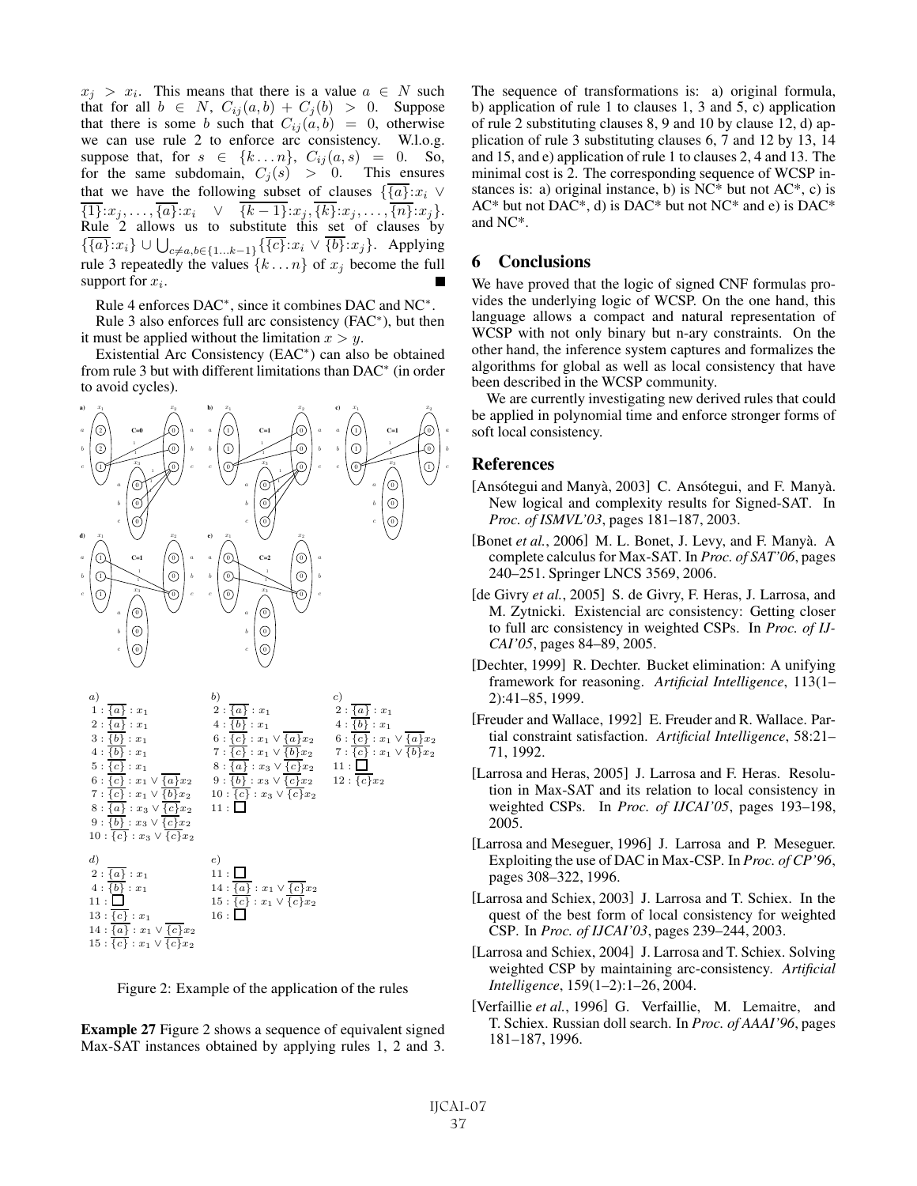$x_j > x_i$. This means that there is a value $a \in N$ such that for all $b \in N$, $C_{ij}(a,b) + C_j(b) > 0$. Suppose that there is some $b$ such that $C_{ij}(a,b) = 0$, otherwise we can use rule 2 to enforce arc consistency. W.l.o.g. suppose that, for $s \in \{k \dots n\}$, $C_{ij}(a,s) = 0$. So, for the same subdomain, $C_j(s) > 0$. This ensures that we have the following subset of clauses $\{\overline{\{a\}}{:}x_i \vee \overline{\{1\}}{:}x_j, \dots, \overline{\{a\}}{:}x_i \vee \overline{\{k-1\}}{:}x_j, \overline{\{k\}}{:}x_j, \dots, \overline{\{n\}}{:}x_j\}$. Rule 2 allows us to substitute this set of clauses by $\{\overline{\{a\}}{:}x_i\} \cup \bigcup_{c \neq a, b \in \{1 \dots k-1\}} \{\overline{\{c\}}{:}x_i \vee \overline{\{b\}}{:}x_j\}$. Applying rule 3 repeatedly the values $\{k \dots n\}$ of $x_j$ become the full support for $x_i$. ∎

Rule 4 enforces DAC$^*$, since it combines DAC and NC$^*$.

Rule 3 also enforces full arc consistency (FAC$^*$), but then it must be applied without the limitation $x > y$.

Existential Arc Consistency (EAC$^*$) can also be obtained from rule 3 but with different limitations than DAC$^*$ (in order to avoid cycles).

a) $x_1$: $a$ 2, $b$ 2, $c$ 1; C=0; $x_2$: 0, 0, 0; $x_3$: 0, 0, 0

b) $x_1$: $a$ 1, $b$ 1, $c$ 0; C=1; $x_2$: 0, 0, 0; $x_3$: 0, 0, 0

c) $x_1$: $a$ 1, $b$ 1, $c$ 0; C=1; $x_2$: 0, 0, 1; $x_3$: 0, 0, 0

d) $x_1$: $a$ 1, $b$ 1, $c$ 1; C=1; $x_2$: 0, 0, 0; $x_3$: 0, 0, 0

e) $x_1$: $a$ 0, $b$ 0, $c$ 0; C=2; $x_2$: 0, 0, 0; $x_3$: 0, 0, 0

$a)$
$1: \overline{\{a\}} : x_1$
$2: \overline{\{a\}} : x_1$
$3: \overline{\{b\}} : x_1$
$4: \overline{\{b\}} : x_1$
$5: \overline{\{c\}} : x_1$
$6: \overline{\{c\}} : x_1 \vee \overline{\{a\}}x_2$
$7: \overline{\{c\}} : x_1 \vee \overline{\{b\}}x_2$
$8: \overline{\{a\}} : x_3 \vee \overline{\{c\}}x_2$
$9: \overline{\{b\}} : x_3 \vee \overline{\{c\}}x_2$
$10: \overline{\{c\}} : x_3 \vee \overline{\{c\}}x_2$

$b)$
$2: \overline{\{a\}} : x_1$
$4: \overline{\{b\}} : x_1$
$6: \overline{\{c\}} : x_1 \vee \overline{\{a\}}x_2$
$7: \overline{\{c\}} : x_1 \vee \overline{\{b\}}x_2$
$8: \overline{\{a\}} : x_3 \vee \overline{\{c\}}x_2$
$9: \overline{\{b\}} : x_3 \vee \overline{\{c\}}x_2$
$10: \overline{\{c\}} : x_3 \vee \overline{\{c\}}x_2$
$11: \square$

$c)$
$2: \overline{\{a\}} : x_1$
$4: \overline{\{b\}} : x_1$
$6: \overline{\{c\}} : x_1 \vee \overline{\{a\}}x_2$
$7: \overline{\{c\}} : x_1 \vee \overline{\{b\}}x_2$
$11: \square$
$12: \overline{\{c\}}x_2$

$d)$
$2: \overline{\{a\}} : x_1$
$4: \overline{\{b\}} : x_1$
$11: \square$
$13: \overline{\{c\}} : x_1$
$14: \overline{\{a\}} : x_1 \vee \overline{\{c\}}x_2$
$15: \overline{\{c\}} : x_1 \vee \overline{\{c\}}x_2$

$e)$
$11: \square$
$14: \overline{\{a\}} : x_1 \vee \overline{\{c\}}x_2$
$15: \overline{\{c\}} : x_1 \vee \overline{\{c\}}x_2$
$16: \square$

Figure 2: Example of the application of the rules

**Example 27** Figure 2 shows a sequence of equivalent signed Max-SAT instances obtained by applying rules 1, 2 and 3. The sequence of transformations is: a) original formula, b) application of rule 1 to clauses 1, 3 and 5, c) application of rule 2 substituting clauses 8, 9 and 10 by clause 12, d) application of rule 3 substituting clauses 6, 7 and 12 by 13, 14 and 15, and e) application of rule 1 to clauses 2, 4 and 13. The minimal cost is 2. The corresponding sequence of WCSP instances is: a) original instance, b) is NC* but not AC*, c) is AC* but not DAC*, d) is DAC* but not NC* and e) is DAC* and NC*.

## 6 Conclusions

We have proved that the logic of signed CNF formulas provides the underlying logic of WCSP. On the one hand, this language allows a compact and natural representation of WCSP with not only binary but n-ary constraints. On the other hand, the inference system captures and formalizes the algorithms for global as well as local consistency that have been described in the WCSP community.

We are currently investigating new derived rules that could be applied in polynomial time and enforce stronger forms of soft local consistency.

## References

[Ansótegui and Manyà, 2003] C. Ansótegui, and F. Manyà. New logical and complexity results for Signed-SAT. In *Proc. of ISMVL'03*, pages 181–187, 2003.

[Bonet *et al.*, 2006] M. L. Bonet, J. Levy, and F. Manyà. A complete calculus for Max-SAT. In *Proc. of SAT'06*, pages 240–251. Springer LNCS 3569, 2006.

[de Givry *et al.*, 2005] S. de Givry, F. Heras, J. Larrosa, and M. Zytnicki. Existencial arc consistency: Getting closer to full arc consistency in weighted CSPs. In *Proc. of IJ-CAI'05*, pages 84–89, 2005.

[Dechter, 1999] R. Dechter. Bucket elimination: A unifying framework for reasoning. *Artificial Intelligence*, 113(1–2):41–85, 1999.

[Freuder and Wallace, 1992] E. Freuder and R. Wallace. Partial constraint satisfaction. *Artificial Intelligence*, 58:21–71, 1992.

[Larrosa and Heras, 2005] J. Larrosa and F. Heras. Resolution in Max-SAT and its relation to local consistency in weighted CSPs. In *Proc. of IJCAI'05*, pages 193–198, 2005.

[Larrosa and Meseguer, 1996] J. Larrosa and P. Meseguer. Exploiting the use of DAC in Max-CSP. In *Proc. of CP'96*, pages 308–322, 1996.

[Larrosa and Schiex, 2003] J. Larrosa and T. Schiex. In the quest of the best form of local consistency for weighted CSP. In *Proc. of IJCAI'03*, pages 239–244, 2003.

[Larrosa and Schiex, 2004] J. Larrosa and T. Schiex. Solving weighted CSP by maintaining arc-consistency. *Artificial Intelligence*, 159(1–2):1–26, 2004.

[Verfaillie *et al.*, 1996] G. Verfaillie, M. Lemaitre, and T. Schiex. Russian doll search. In *Proc. of AAAI'96*, pages 181–187, 1996.